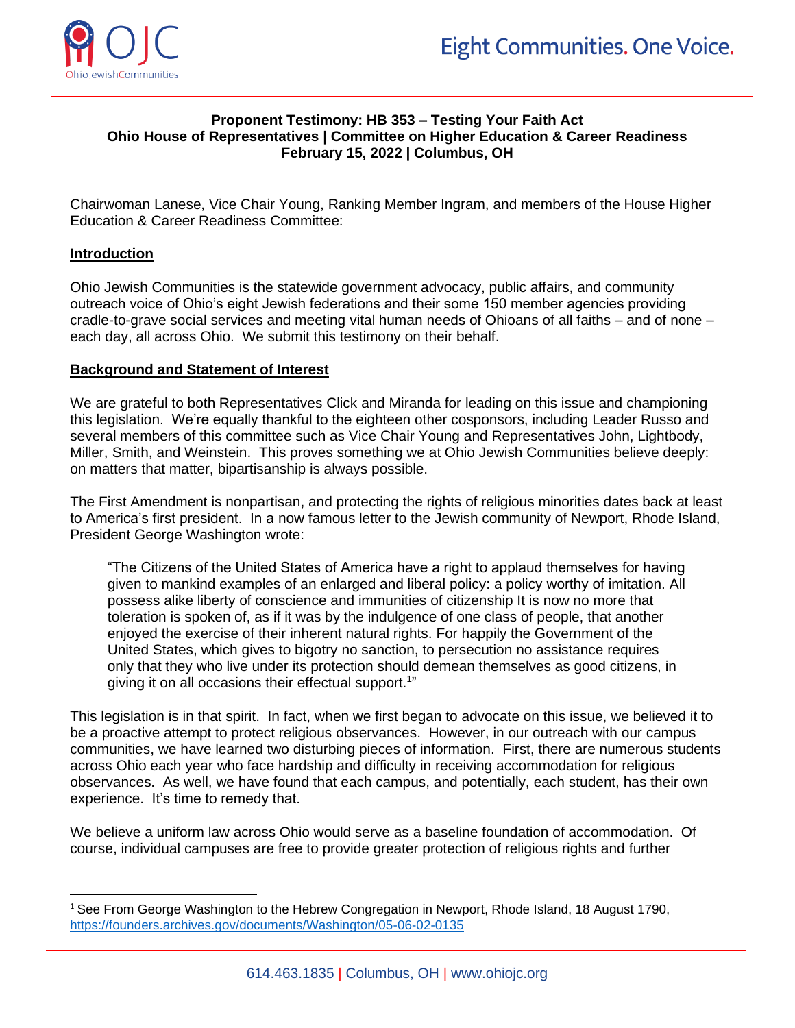**Proponent Testimony: HB 353 – Testing Your Faith Act**
**Ohio House of Representatives | Committee on Higher Education & Career Readiness**
**February 15, 2022 | Columbus, OH**

Chairwoman Lanese, Vice Chair Young, Ranking Member Ingram, and members of the House Higher Education & Career Readiness Committee:

## Introduction

Ohio Jewish Communities is the statewide government advocacy, public affairs, and community outreach voice of Ohio's eight Jewish federations and their some 150 member agencies providing cradle-to-grave social services and meeting vital human needs of Ohioans of all faiths – and of none – each day, all across Ohio. We submit this testimony on their behalf.

## Background and Statement of Interest

We are grateful to both Representatives Click and Miranda for leading on this issue and championing this legislation. We're equally thankful to the eighteen other cosponsors, including Leader Russo and several members of this committee such as Vice Chair Young and Representatives John, Lightbody, Miller, Smith, and Weinstein. This proves something we at Ohio Jewish Communities believe deeply: on matters that matter, bipartisanship is always possible.

The First Amendment is nonpartisan, and protecting the rights of religious minorities dates back at least to America's first president. In a now famous letter to the Jewish community of Newport, Rhode Island, President George Washington wrote:

> "The Citizens of the United States of America have a right to applaud themselves for having given to mankind examples of an enlarged and liberal policy: a policy worthy of imitation. All possess alike liberty of conscience and immunities of citizenship It is now no more that toleration is spoken of, as if it was by the indulgence of one class of people, that another enjoyed the exercise of their inherent natural rights. For happily the Government of the United States, which gives to bigotry no sanction, to persecution no assistance requires only that they who live under its protection should demean themselves as good citizens, in giving it on all occasions their effectual support.[1]"

This legislation is in that spirit. In fact, when we first began to advocate on this issue, we believed it to be a proactive attempt to protect religious observances. However, in our outreach with our campus communities, we have learned two disturbing pieces of information. First, there are numerous students across Ohio each year who face hardship and difficulty in receiving accommodation for religious observances. As well, we have found that each campus, and potentially, each student, has their own experience. It's time to remedy that.

We believe a uniform law across Ohio would serve as a baseline foundation of accommodation. Of course, individual campuses are free to provide greater protection of religious rights and further

---

[1] See From George Washington to the Hebrew Congregation in Newport, Rhode Island, 18 August 1790, https://founders.archives.gov/documents/Washington/05-06-02-0135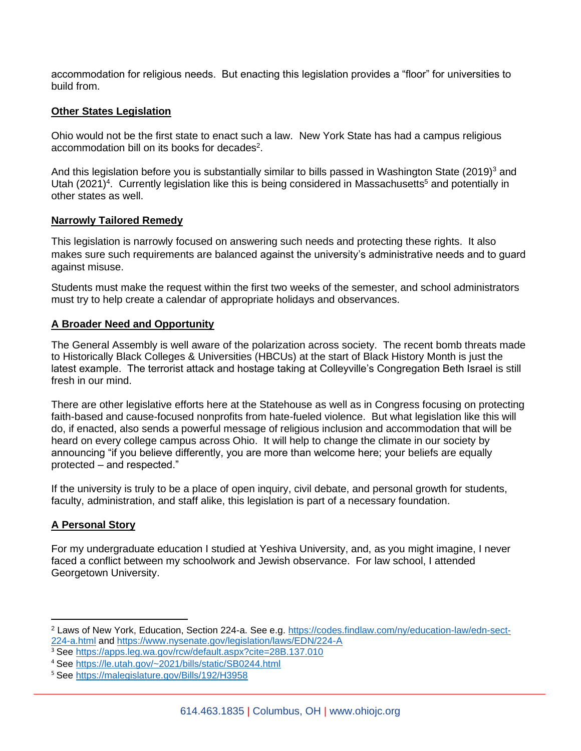accommodation for religious needs. But enacting this legislation provides a "floor" for universities to build from.

**Other States Legislation**

Ohio would not be the first state to enact such a law. New York State has had a campus religious accommodation bill on its books for decades[2].

And this legislation before you is substantially similar to bills passed in Washington State (2019)[3] and Utah (2021)[4]. Currently legislation like this is being considered in Massachusetts[5] and potentially in other states as well.

**Narrowly Tailored Remedy**

This legislation is narrowly focused on answering such needs and protecting these rights. It also makes sure such requirements are balanced against the university's administrative needs and to guard against misuse.

Students must make the request within the first two weeks of the semester, and school administrators must try to help create a calendar of appropriate holidays and observances.

**A Broader Need and Opportunity**

The General Assembly is well aware of the polarization across society. The recent bomb threats made to Historically Black Colleges & Universities (HBCUs) at the start of Black History Month is just the latest example. The terrorist attack and hostage taking at Colleyville's Congregation Beth Israel is still fresh in our mind.

There are other legislative efforts here at the Statehouse as well as in Congress focusing on protecting faith-based and cause-focused nonprofits from hate-fueled violence. But what legislation like this will do, if enacted, also sends a powerful message of religious inclusion and accommodation that will be heard on every college campus across Ohio. It will help to change the climate in our society by announcing "if you believe differently, you are more than welcome here; your beliefs are equally protected – and respected."

If the university is truly to be a place of open inquiry, civil debate, and personal growth for students, faculty, administration, and staff alike, this legislation is part of a necessary foundation.

**A Personal Story**

For my undergraduate education I studied at Yeshiva University, and, as you might imagine, I never faced a conflict between my schoolwork and Jewish observance. For law school, I attended Georgetown University.

---

[2] Laws of New York, Education, Section 224-a. See e.g. https://codes.findlaw.com/ny/education-law/edn-sect-224-a.html and https://www.nysenate.gov/legislation/laws/EDN/224-A

[3] See https://apps.leg.wa.gov/rcw/default.aspx?cite=28B.137.010

[4] See https://le.utah.gov/~2021/bills/static/SB0244.html

[5] See https://malegislature.gov/Bills/192/H3958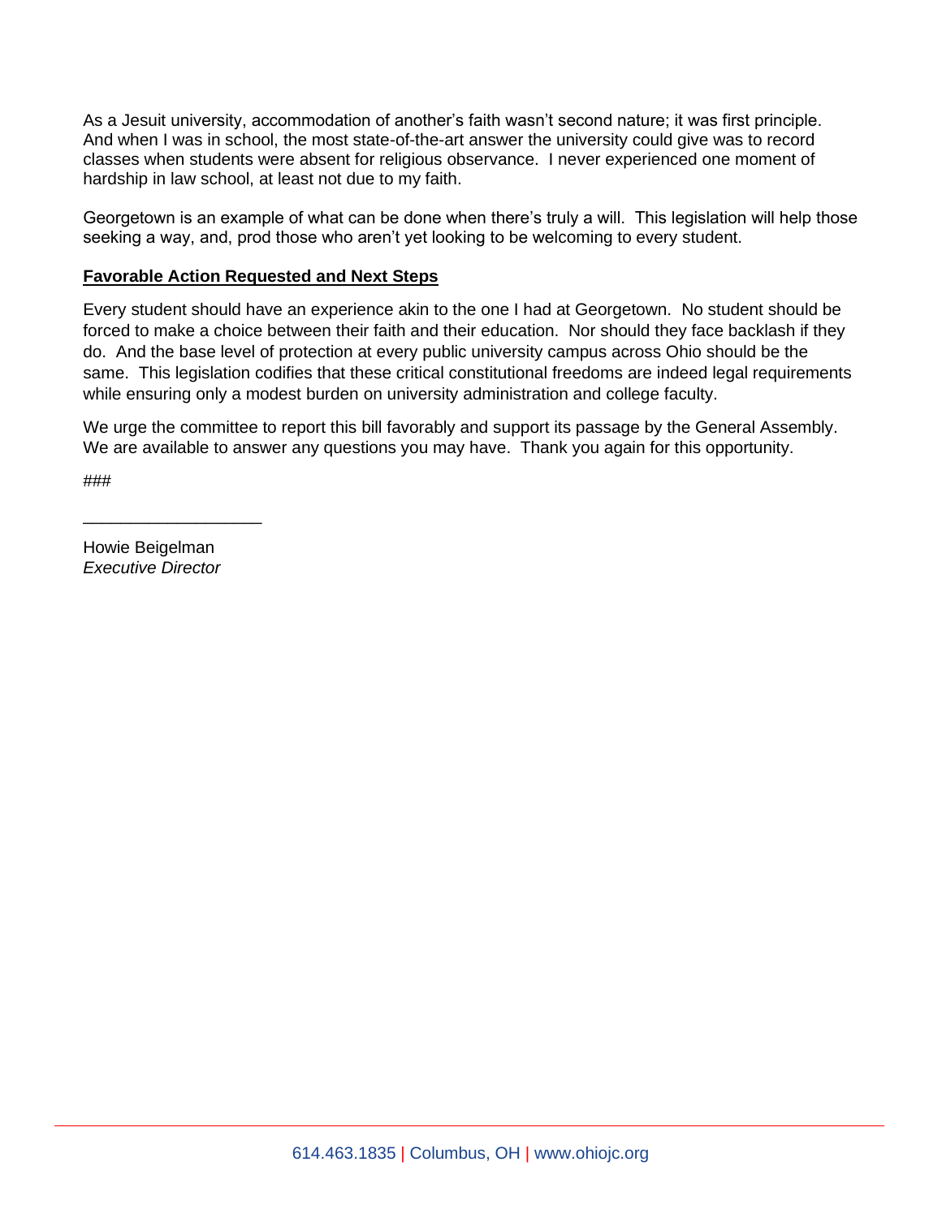As a Jesuit university, accommodation of another's faith wasn't second nature; it was first principle. And when I was in school, the most state-of-the-art answer the university could give was to record classes when students were absent for religious observance. I never experienced one moment of hardship in law school, at least not due to my faith.

Georgetown is an example of what can be done when there's truly a will. This legislation will help those seeking a way, and, prod those who aren't yet looking to be welcoming to every student.

**Favorable Action Requested and Next Steps**

Every student should have an experience akin to the one I had at Georgetown. No student should be forced to make a choice between their faith and their education. Nor should they face backlash if they do. And the base level of protection at every public university campus across Ohio should be the same. This legislation codifies that these critical constitutional freedoms are indeed legal requirements while ensuring only a modest burden on university administration and college faculty.

We urge the committee to report this bill favorably and support its passage by the General Assembly. We are available to answer any questions you may have. Thank you again for this opportunity.

###

___________________

Howie Beigelman
*Executive Director*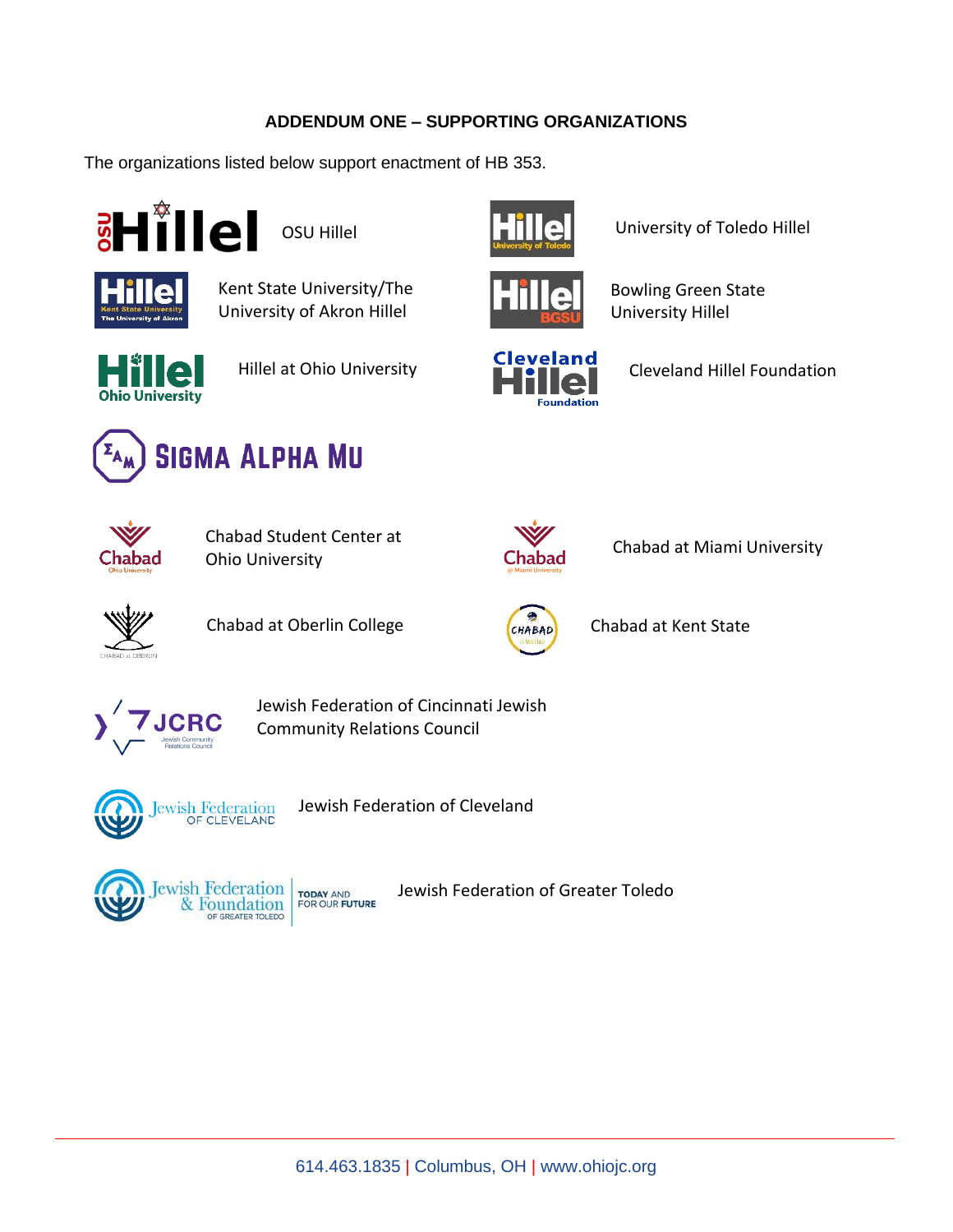**ADDENDUM ONE – SUPPORTING ORGANIZATIONS**

The organizations listed below support enactment of HB 353.

- OSU Hillel
- University of Toledo Hillel
- Kent State University/The University of Akron Hillel
- Bowling Green State University Hillel
- Hillel at Ohio University
- Cleveland Hillel Foundation
- Sigma Alpha Mu
- Chabad Student Center at Ohio University
- Chabad at Miami University
- Chabad at Oberlin College
- Chabad at Kent State
- Jewish Federation of Cincinnati Jewish Community Relations Council
- Jewish Federation of Cleveland
- Jewish Federation of Greater Toledo

614.463.1835 | Columbus, OH | www.ohiojc.org